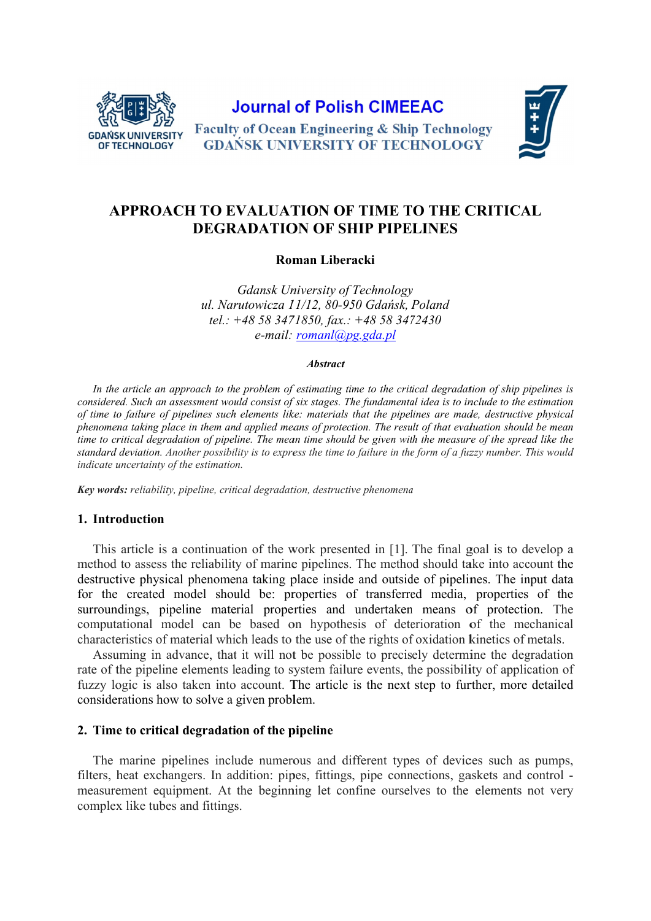# APPROACH TO EVALUATION OF TIME TO THE CRITICAL DEGRADATION OF SHIP PIPELINES

**Roman Liberacki**

*Gdansk University of Technology*
*ul. Narutowicza 11/12, 80-950 Gdańsk, Poland*
*tel.: +48 58 3471850, fax.: +48 58 3472430*
*e-mail: romanl@pg.gda.pl*

***Abstract***

*In the article an approach to the problem of estimating time to the critical degradation of ship pipelines is considered. Such an assessment would consist of six stages. The fundamental idea is to include to the estimation of time to failure of pipelines such elements like: materials that the pipelines are made, destructive physical phenomena taking place in them and applied means of protection. The result of that evaluation should be mean time to critical degradation of pipeline. The mean time should be given with the measure of the spread like the standard deviation. Another possibility is to express the time to failure in the form of a fuzzy number. This would indicate uncertainty of the estimation.*

***Key words:*** *reliability, pipeline, critical degradation, destructive phenomena*

## 1. Introduction

This article is a continuation of the work presented in [1]. The final goal is to develop a method to assess the reliability of marine pipelines. The method should take into account the destructive physical phenomena taking place inside and outside of pipelines. The input data for the created model should be: properties of transferred media, properties of the surroundings, pipeline material properties and undertaken means of protection. The computational model can be based on hypothesis of deterioration of the mechanical characteristics of material which leads to the use of the rights of oxidation kinetics of metals.

Assuming in advance, that it will not be possible to precisely determine the degradation rate of the pipeline elements leading to system failure events, the possibility of application of fuzzy logic is also taken into account. The article is the next step to further, more detailed considerations how to solve a given problem.

## 2. Time to critical degradation of the pipeline

The marine pipelines include numerous and different types of devices such as pumps, filters, heat exchangers. In addition: pipes, fittings, pipe connections, gaskets and control - measurement equipment. At the beginning let confine ourselves to the elements not very complex like tubes and fittings.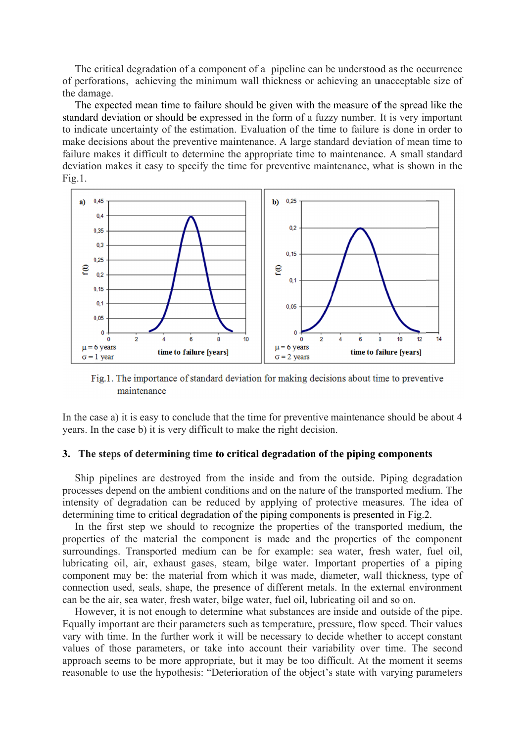The critical degradation of a component of a pipeline can be understood as the occurrence of perforations, achieving the minimum wall thickness or achieving an unacceptable size of the damage.

The expected mean time to failure should be given with the measure of the spread like the standard deviation or should be expressed in the form of a fuzzy number. It is very important to indicate uncertainty of the estimation. Evaluation of the time to failure is done in order to make decisions about the preventive maintenance. A large standard deviation of mean time to failure makes it difficult to determine the appropriate time to maintenance. A small standard deviation makes it easy to specify the time for preventive maintenance, what is shown in the Fig.1.

Fig.1. The importance of standard deviation for making decisions about time to preventive maintenance

In the case a) it is easy to conclude that the time for preventive maintenance should be about 4 years. In the case b) it is very difficult to make the right decision.

## 3. The steps of determining time to critical degradation of the piping components

Ship pipelines are destroyed from the inside and from the outside. Piping degradation processes depend on the ambient conditions and on the nature of the transported medium. The intensity of degradation can be reduced by applying of protective measures. The idea of determining time to critical degradation of the piping components is presented in Fig.2.

In the first step we should to recognize the properties of the transported medium, the properties of the material the component is made and the properties of the component surroundings. Transported medium can be for example: sea water, fresh water, fuel oil, lubricating oil, air, exhaust gases, steam, bilge water. Important properties of a piping component may be: the material from which it was made, diameter, wall thickness, type of connection used, seals, shape, the presence of different metals. In the external environment can be the air, sea water, fresh water, bilge water, fuel oil, lubricating oil and so on.

However, it is not enough to determine what substances are inside and outside of the pipe. Equally important are their parameters such as temperature, pressure, flow speed. Their values vary with time. In the further work it will be necessary to decide whether to accept constant values of those parameters, or take into account their variability over time. The second approach seems to be more appropriate, but it may be too difficult. At the moment it seems reasonable to use the hypothesis: "Deterioration of the object's state with varying parameters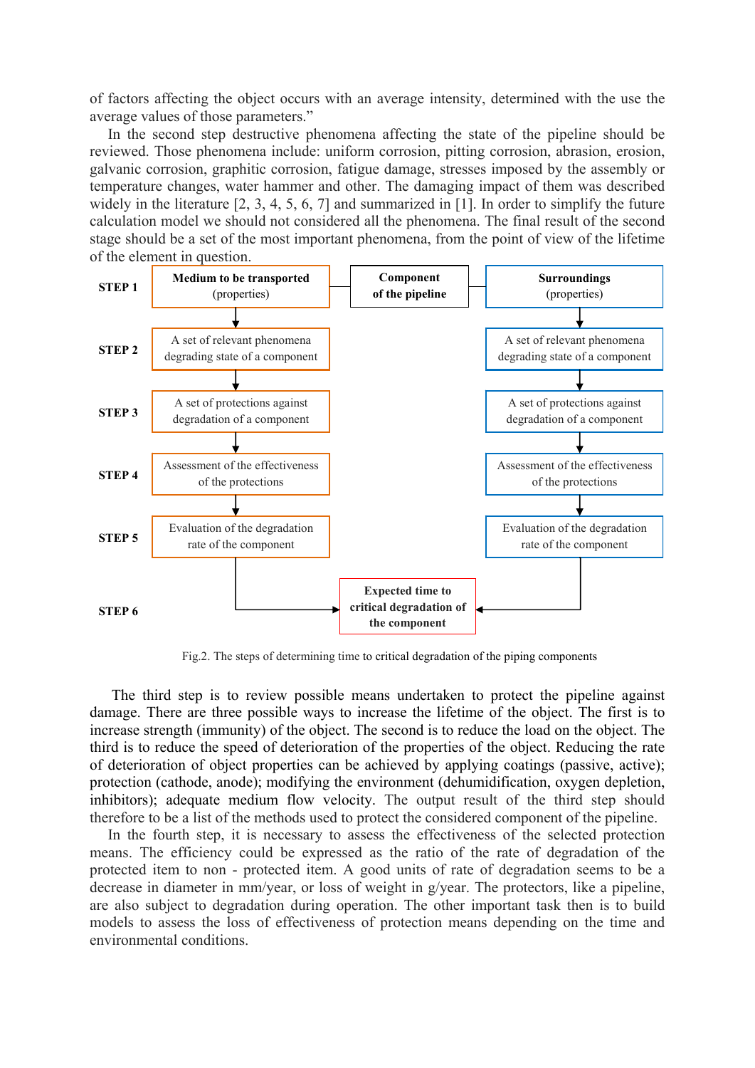of factors affecting the object occurs with an average intensity, determined with the use the average values of those parameters."

In the second step destructive phenomena affecting the state of the pipeline should be reviewed. Those phenomena include: uniform corrosion, pitting corrosion, abrasion, erosion, galvanic corrosion, graphitic corrosion, fatigue damage, stresses imposed by the assembly or temperature changes, water hammer and other. The damaging impact of them was described widely in the literature [2, 3, 4, 5, 6, 7] and summarized in [1]. In order to simplify the future calculation model we should not considered all the phenomena. The final result of the second stage should be a set of the most important phenomena, from the point of view of the lifetime of the element in question.

| | | | |
|---|---|---|---|
| **STEP 1** | **Medium to be transported** (properties) | **Component of the pipeline** | **Surroundings** (properties) |
| **STEP 2** | A set of relevant phenomena degrading state of a component | | A set of relevant phenomena degrading state of a component |
| **STEP 3** | A set of protections against degradation of a component | | A set of protections against degradation of a component |
| **STEP 4** | Assessment of the effectiveness of the protections | | Assessment of the effectiveness of the protections |
| **STEP 5** | Evaluation of the degradation rate of the component | | Evaluation of the degradation rate of the component |
| **STEP 6** | | **Expected time to critical degradation of the component** | |

Fig.2. The steps of determining time to critical degradation of the piping components

The third step is to review possible means undertaken to protect the pipeline against damage. There are three possible ways to increase the lifetime of the object. The first is to increase strength (immunity) of the object. The second is to reduce the load on the object. The third is to reduce the speed of deterioration of the properties of the object. Reducing the rate of deterioration of object properties can be achieved by applying coatings (passive, active); protection (cathode, anode); modifying the environment (dehumidification, oxygen depletion, inhibitors); adequate medium flow velocity. The output result of the third step should therefore to be a list of the methods used to protect the considered component of the pipeline.

In the fourth step, it is necessary to assess the effectiveness of the selected protection means. The efficiency could be expressed as the ratio of the rate of degradation of the protected item to non - protected item. A good units of rate of degradation seems to be a decrease in diameter in mm/year, or loss of weight in g/year. The protectors, like a pipeline, are also subject to degradation during operation. The other important task then is to build models to assess the loss of effectiveness of protection means depending on the time and environmental conditions.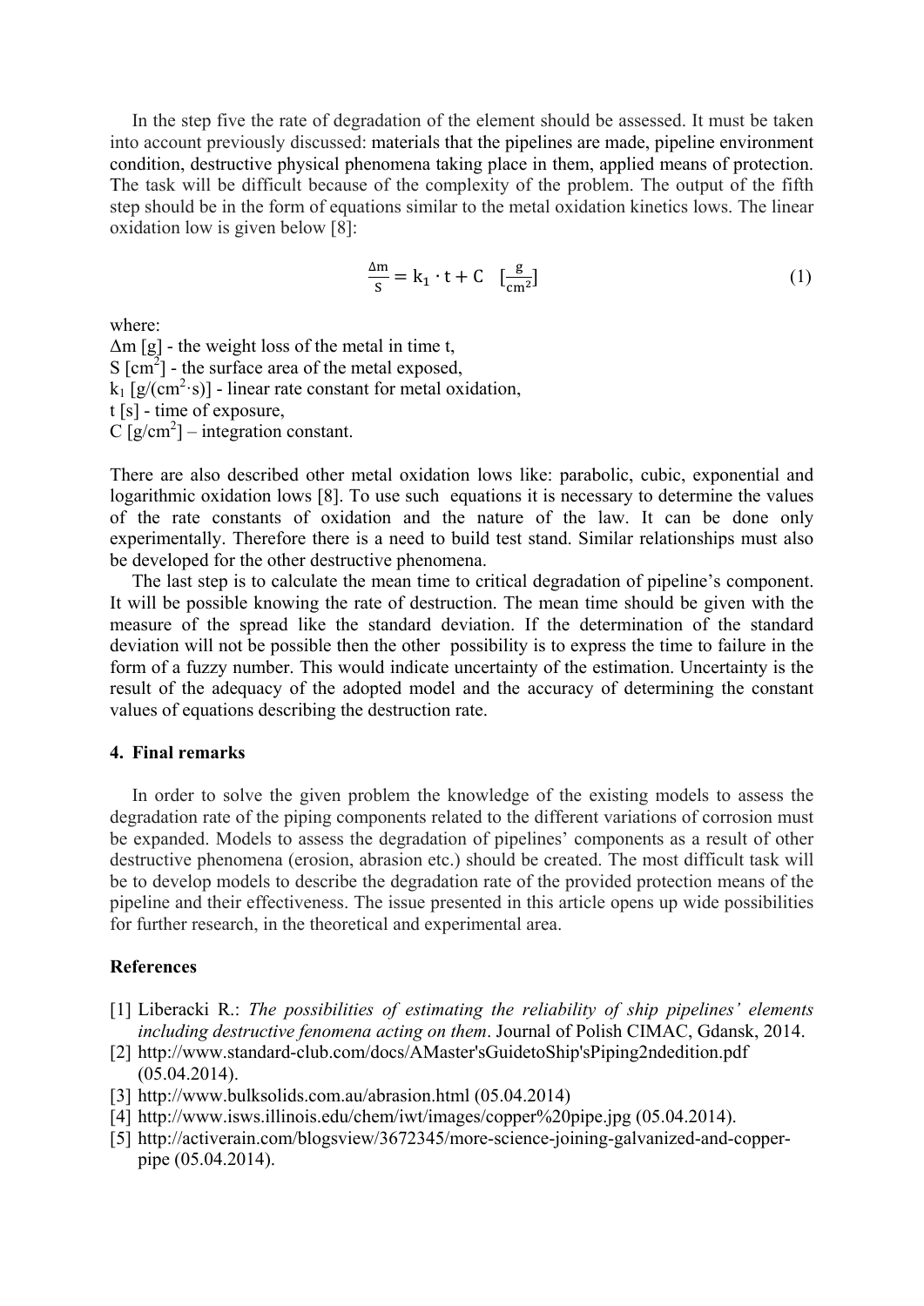In the step five the rate of degradation of the element should be assessed. It must be taken into account previously discussed: materials that the pipelines are made, pipeline environment condition, destructive physical phenomena taking place in them, applied means of protection. The task will be difficult because of the complexity of the problem. The output of the fifth step should be in the form of equations similar to the metal oxidation kinetics lows. The linear oxidation low is given below [8]:

$$\frac{\Delta m}{S} = k_1 \cdot t + C \quad [\frac{g}{cm^2}] \tag{1}$$

where:
$\Delta m$ [g] - the weight loss of the metal in time t,
S [$cm^2$] - the surface area of the metal exposed,
$k_1$ [$g/(cm^2 \cdot s)$] - linear rate constant for metal oxidation,
t [s] - time of exposure,
C [$g/cm^2$] – integration constant.

There are also described other metal oxidation lows like: parabolic, cubic, exponential and logarithmic oxidation lows [8]. To use such equations it is necessary to determine the values of the rate constants of oxidation and the nature of the law. It can be done only experimentally. Therefore there is a need to build test stand. Similar relationships must also be developed for the other destructive phenomena.

The last step is to calculate the mean time to critical degradation of pipeline's component. It will be possible knowing the rate of destruction. The mean time should be given with the measure of the spread like the standard deviation. If the determination of the standard deviation will not be possible then the other possibility is to express the time to failure in the form of a fuzzy number. This would indicate uncertainty of the estimation. Uncertainty is the result of the adequacy of the adopted model and the accuracy of determining the constant values of equations describing the destruction rate.

## 4. Final remarks

In order to solve the given problem the knowledge of the existing models to assess the degradation rate of the piping components related to the different variations of corrosion must be expanded. Models to assess the degradation of pipelines' components as a result of other destructive phenomena (erosion, abrasion etc.) should be created. The most difficult task will be to develop models to describe the degradation rate of the provided protection means of the pipeline and their effectiveness. The issue presented in this article opens up wide possibilities for further research, in the theoretical and experimental area.

## References

[1] Liberacki R.: *The possibilities of estimating the reliability of ship pipelines' elements including destructive fenomena acting on them*. Journal of Polish CIMAC, Gdansk, 2014.
[2] http://www.standard-club.com/docs/AMaster'sGuidetoShip'sPiping2ndedition.pdf (05.04.2014).
[3] http://www.bulksolids.com.au/abrasion.html (05.04.2014)
[4] http://www.isws.illinois.edu/chem/iwt/images/copper%20pipe.jpg (05.04.2014).
[5] http://activerain.com/blogsview/3672345/more-science-joining-galvanized-and-copper-pipe (05.04.2014).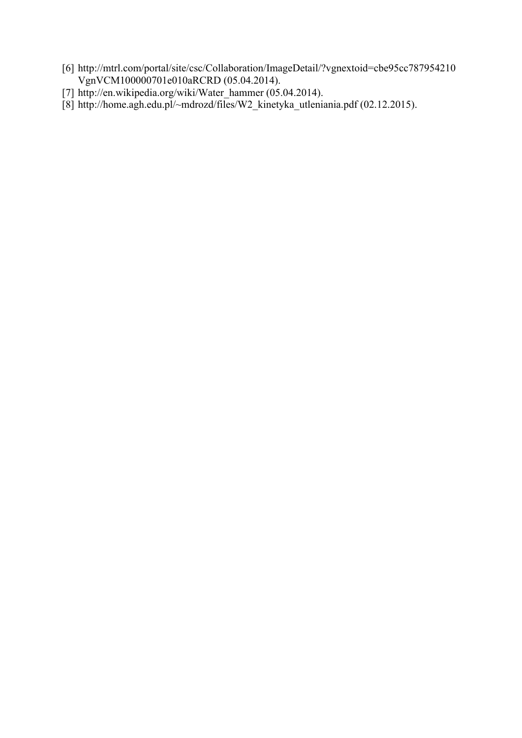[6] http://mtrl.com/portal/site/csc/Collaboration/ImageDetail/?vgnextoid=cbe95cc787954210VgnVCM100000701e010aRCRD (05.04.2014).

[7] http://en.wikipedia.org/wiki/Water_hammer (05.04.2014).

[8] http://home.agh.edu.pl/~mdrozd/files/W2_kinetyka_utleniania.pdf (02.12.2015).